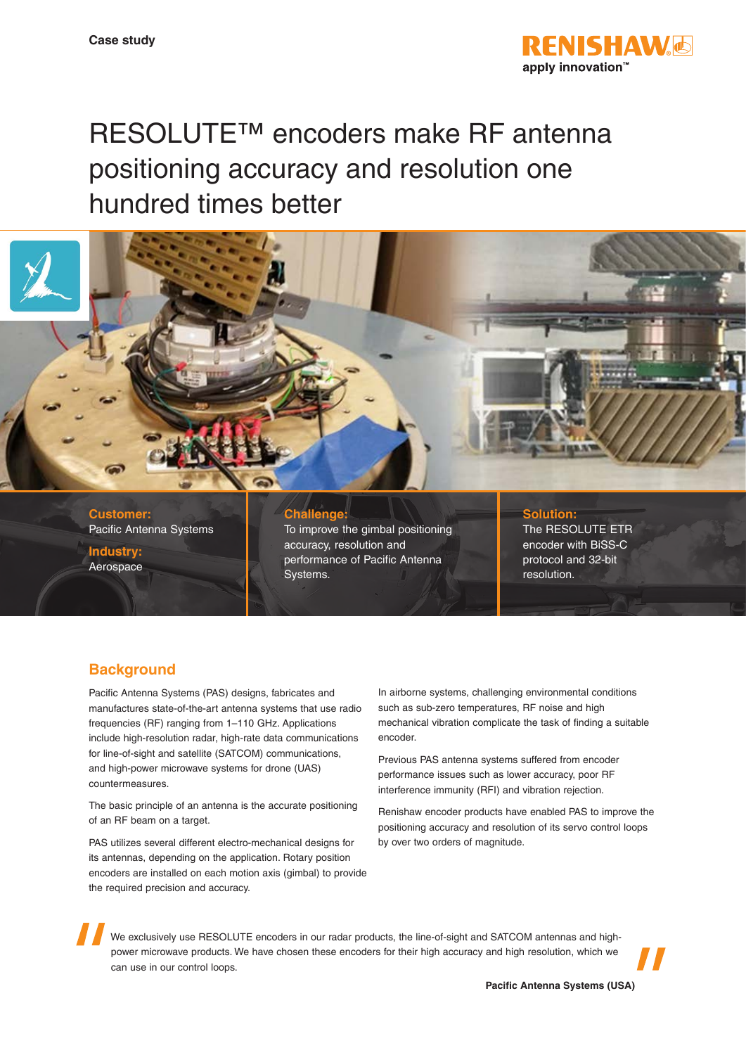Case study

# RESOLUTE™ encoders make RF antenna positioning accuracy and resolution one hundred times better

**Customer:**
Pacific Antenna Systems

**Industry:**
Aerospace

**Challenge:**
To improve the gimbal positioning accuracy, resolution and performance of Pacific Antenna Systems.

**Solution:**
The RESOLUTE ETR encoder with BiSS-C protocol and 32-bit resolution.

## Background

Pacific Antenna Systems (PAS) designs, fabricates and manufactures state-of-the-art antenna systems that use radio frequencies (RF) ranging from 1–110 GHz. Applications include high-resolution radar, high-rate data communications for line-of-sight and satellite (SATCOM) communications, and high-power microwave systems for drone (UAS) countermeasures.

The basic principle of an antenna is the accurate positioning of an RF beam on a target.

PAS utilizes several different electro-mechanical designs for its antennas, depending on the application. Rotary position encoders are installed on each motion axis (gimbal) to provide the required precision and accuracy.

In airborne systems, challenging environmental conditions such as sub-zero temperatures, RF noise and high mechanical vibration complicate the task of finding a suitable encoder.

Previous PAS antenna systems suffered from encoder performance issues such as lower accuracy, poor RF interference immunity (RFI) and vibration rejection.

Renishaw encoder products have enabled PAS to improve the positioning accuracy and resolution of its servo control loops by over two orders of magnitude.

> We exclusively use RESOLUTE encoders in our radar products, the line-of-sight and SATCOM antennas and high-power microwave products. We have chosen these encoders for their high accuracy and high resolution, which we can use in our control loops.
>
> **Pacific Antenna Systems (USA)**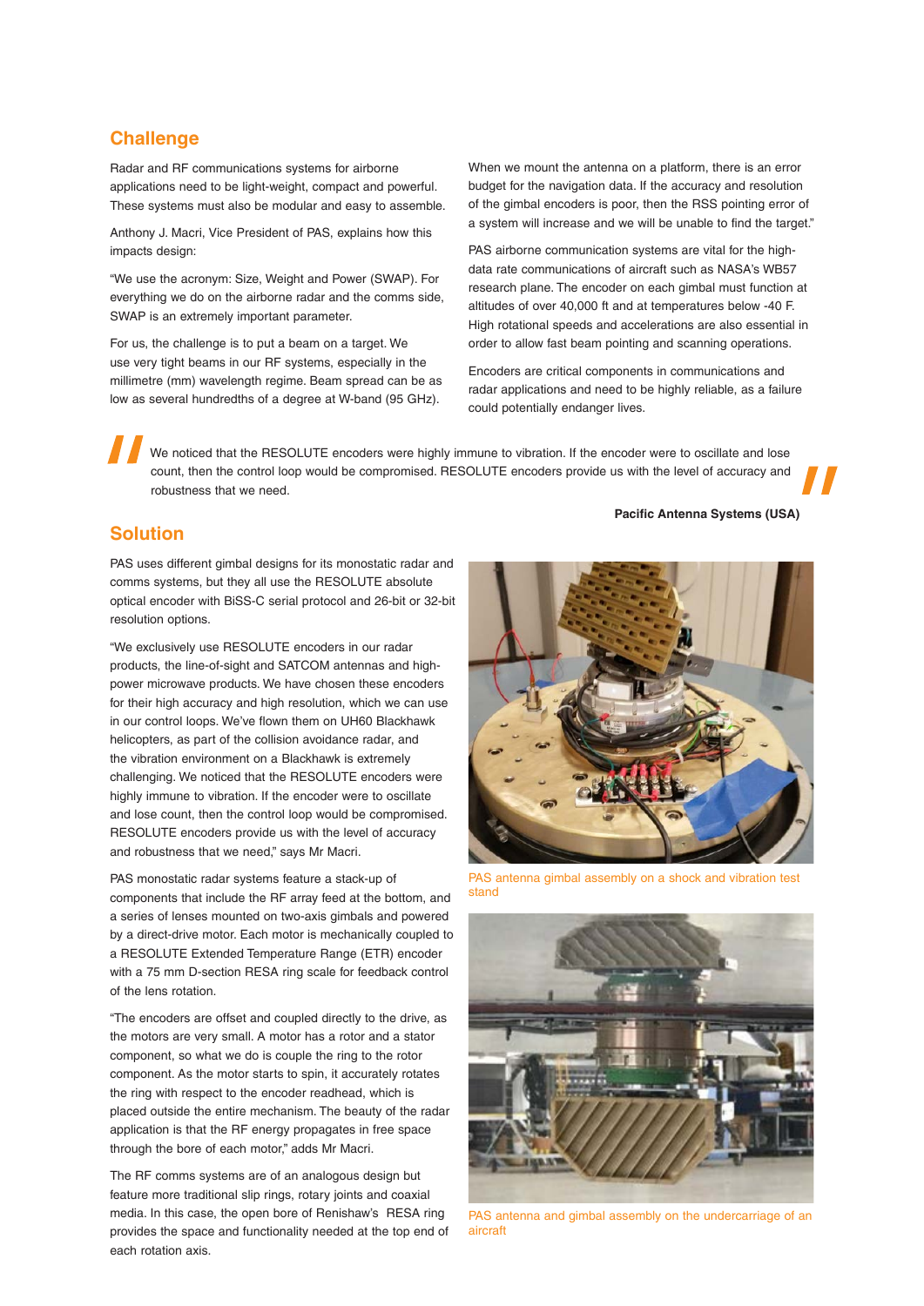## Challenge

Radar and RF communications systems for airborne applications need to be light-weight, compact and powerful. These systems must also be modular and easy to assemble.

Anthony J. Macri, Vice President of PAS, explains how this impacts design:

"We use the acronym: Size, Weight and Power (SWAP). For everything we do on the airborne radar and the comms side, SWAP is an extremely important parameter.

For us, the challenge is to put a beam on a target. We use very tight beams in our RF systems, especially in the millimetre (mm) wavelength regime. Beam spread can be as low as several hundredths of a degree at W-band (95 GHz).

When we mount the antenna on a platform, there is an error budget for the navigation data. If the accuracy and resolution of the gimbal encoders is poor, then the RSS pointing error of a system will increase and we will be unable to find the target."

PAS airborne communication systems are vital for the high-data rate communications of aircraft such as NASA's WB57 research plane. The encoder on each gimbal must function at altitudes of over 40,000 ft and at temperatures below -40 F. High rotational speeds and accelerations are also essential in order to allow fast beam pointing and scanning operations.

Encoders are critical components in communications and radar applications and need to be highly reliable, as a failure could potentially endanger lives.

> We noticed that the RESOLUTE encoders were highly immune to vibration. If the encoder were to oscillate and lose count, then the control loop would be compromised. RESOLUTE encoders provide us with the level of accuracy and robustness that we need.
>
> **Pacific Antenna Systems (USA)**

## Solution

PAS uses different gimbal designs for its monostatic radar and comms systems, but they all use the RESOLUTE absolute optical encoder with BiSS-C serial protocol and 26-bit or 32-bit resolution options.

"We exclusively use RESOLUTE encoders in our radar products, the line-of-sight and SATCOM antennas and high-power microwave products. We have chosen these encoders for their high accuracy and high resolution, which we can use in our control loops. We've flown them on UH60 Blackhawk helicopters, as part of the collision avoidance radar, and the vibration environment on a Blackhawk is extremely challenging. We noticed that the RESOLUTE encoders were highly immune to vibration. If the encoder were to oscillate and lose count, then the control loop would be compromised. RESOLUTE encoders provide us with the level of accuracy and robustness that we need," says Mr Macri.

PAS monostatic radar systems feature a stack-up of components that include the RF array feed at the bottom, and a series of lenses mounted on two-axis gimbals and powered by a direct-drive motor. Each motor is mechanically coupled to a RESOLUTE Extended Temperature Range (ETR) encoder with a 75 mm D-section RESA ring scale for feedback control of the lens rotation.

"The encoders are offset and coupled directly to the drive, as the motors are very small. A motor has a rotor and a stator component, so what we do is couple the ring to the rotor component. As the motor starts to spin, it accurately rotates the ring with respect to the encoder readhead, which is placed outside the entire mechanism. The beauty of the radar application is that the RF energy propagates in free space through the bore of each motor," adds Mr Macri.

The RF comms systems are of an analogous design but feature more traditional slip rings, rotary joints and coaxial media. In this case, the open bore of Renishaw's RESA ring provides the space and functionality needed at the top end of each rotation axis.

PAS antenna gimbal assembly on a shock and vibration test stand

PAS antenna and gimbal assembly on the undercarriage of an aircraft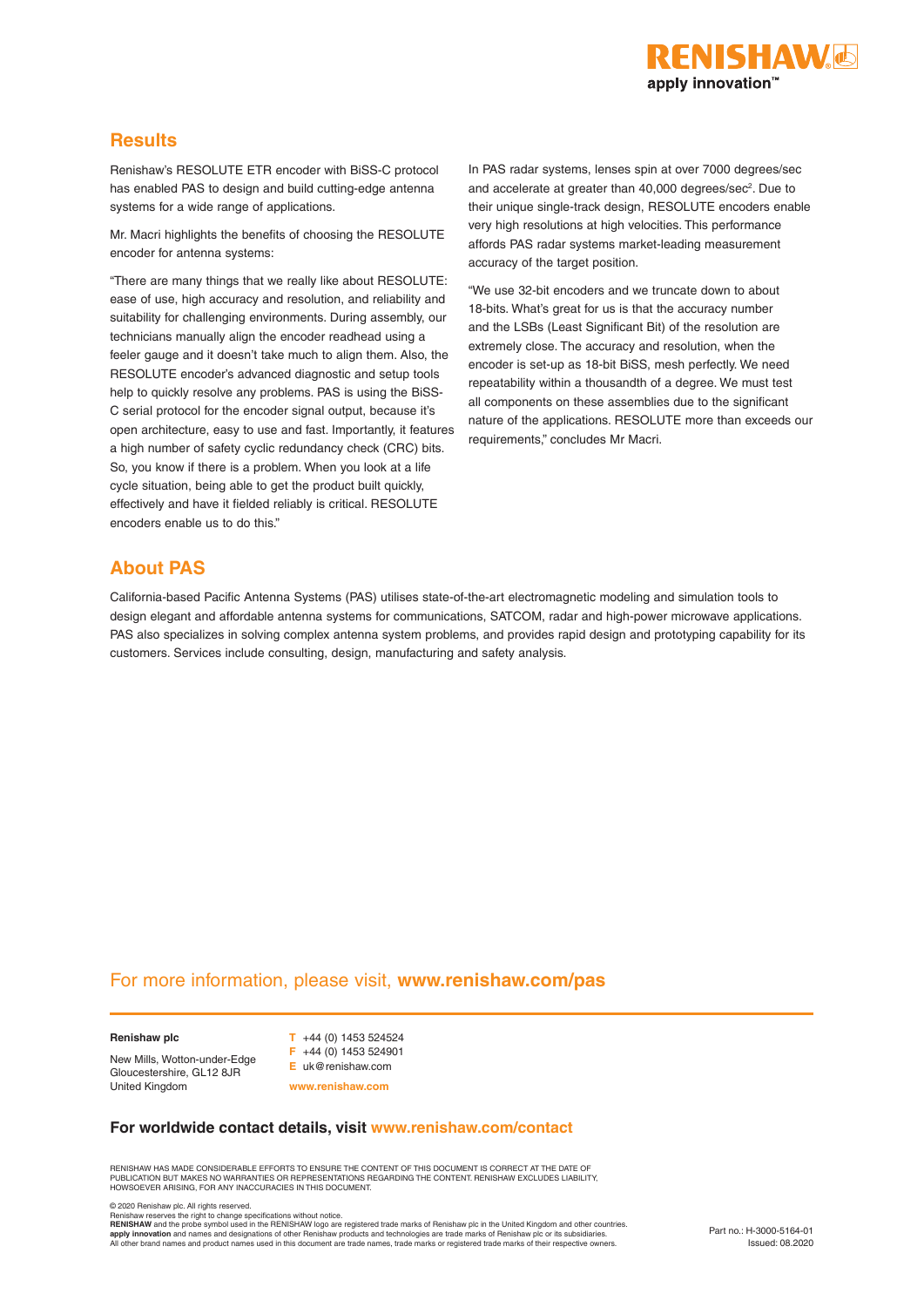## Results

Renishaw's RESOLUTE ETR encoder with BiSS-C protocol has enabled PAS to design and build cutting-edge antenna systems for a wide range of applications.

Mr. Macri highlights the benefits of choosing the RESOLUTE encoder for antenna systems:

"There are many things that we really like about RESOLUTE: ease of use, high accuracy and resolution, and reliability and suitability for challenging environments. During assembly, our technicians manually align the encoder readhead using a feeler gauge and it doesn't take much to align them. Also, the RESOLUTE encoder's advanced diagnostic and setup tools help to quickly resolve any problems. PAS is using the BiSS-C serial protocol for the encoder signal output, because it's open architecture, easy to use and fast. Importantly, it features a high number of safety cyclic redundancy check (CRC) bits. So, you know if there is a problem. When you look at a life cycle situation, being able to get the product built quickly, effectively and have it fielded reliably is critical. RESOLUTE encoders enable us to do this."

In PAS radar systems, lenses spin at over 7000 degrees/sec and accelerate at greater than 40,000 degrees/sec$^2$. Due to their unique single-track design, RESOLUTE encoders enable very high resolutions at high velocities. This performance affords PAS radar systems market-leading measurement accuracy of the target position.

"We use 32-bit encoders and we truncate down to about 18-bits. What's great for us is that the accuracy number and the LSBs (Least Significant Bit) of the resolution are extremely close. The accuracy and resolution, when the encoder is set-up as 18-bit BiSS, mesh perfectly. We need repeatability within a thousandth of a degree. We must test all components on these assemblies due to the significant nature of the applications. RESOLUTE more than exceeds our requirements," concludes Mr Macri.

## About PAS

California-based Pacific Antenna Systems (PAS) utilises state-of-the-art electromagnetic modeling and simulation tools to design elegant and affordable antenna systems for communications, SATCOM, radar and high-power microwave applications. PAS also specializes in solving complex antenna system problems, and provides rapid design and prototyping capability for its customers. Services include consulting, design, manufacturing and safety analysis.

For more information, please visit, **www.renishaw.com/pas**

**Renishaw plc**

New Mills, Wotton-under-Edge
Gloucestershire, GL12 8JR
United Kingdom

**T** +44 (0) 1453 524524
**F** +44 (0) 1453 524901
**E** uk@renishaw.com

**www.renishaw.com**

**For worldwide contact details, visit www.renishaw.com/contact**

RENISHAW HAS MADE CONSIDERABLE EFFORTS TO ENSURE THE CONTENT OF THIS DOCUMENT IS CORRECT AT THE DATE OF PUBLICATION BUT MAKES NO WARRANTIES OR REPRESENTATIONS REGARDING THE CONTENT. RENISHAW EXCLUDES LIABILITY, HOWSOEVER ARISING, FOR ANY INACCURACIES IN THIS DOCUMENT.

© 2020 Renishaw plc. All rights reserved.
Renishaw reserves the right to change specifications without notice.
**RENISHAW** and the probe symbol used in the RENISHAW logo are registered trade marks of Renishaw plc in the United Kingdom and other countries.
**apply innovation** and names and designations of other Renishaw products and technologies are trade marks of Renishaw plc or its subsidiaries.
All other brand names and product names used in this document are trade names, trade marks or registered trade marks of their respective owners.

Part no.: H-3000-5164-01
Issued: 08.2020